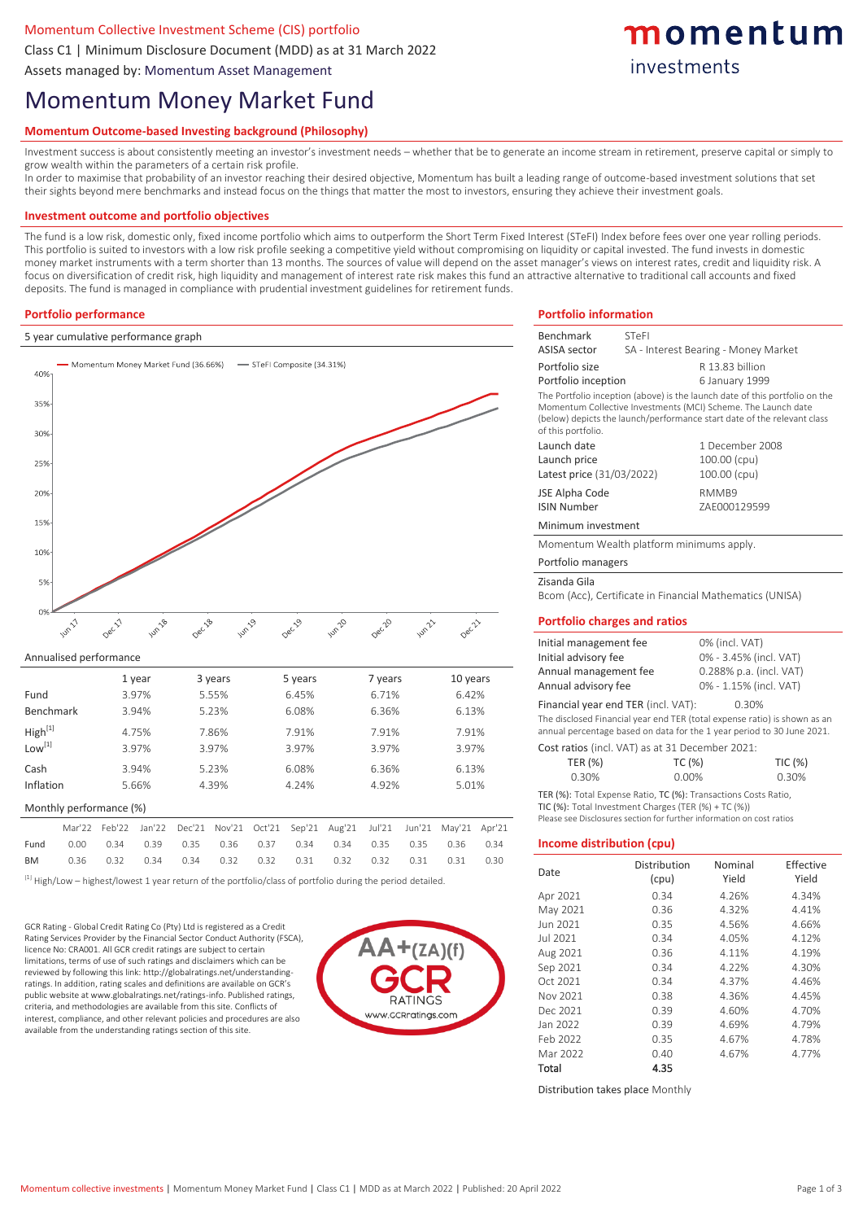Momentum Collective Investment Scheme (CIS) portfolio

Class C1 | Minimum Disclosure Document (MDD) as at 31 March 2022

Assets managed by: Momentum Asset Management

momentum investments

# Momentum Money Market Fund

## Momentum Outcome-based Investing background (Philosophy)

Investment success is about consistently meeting an investor's investment needs – whether that be to generate an income stream in retirement, preserve capital or simply to grow wealth within the parameters of a certain risk profile.

In order to maximise that probability of an investor reaching their desired objective, Momentum has built a leading range of outcome-based investment solutions that set their sights beyond mere benchmarks and instead focus on the things that matter the most to investors, ensuring they achieve their investment goals.

## Investment outcome and portfolio objectives

The fund is a low risk, domestic only, fixed income portfolio which aims to outperform the Short Term Fixed Interest (STeFI) Index before fees over one year rolling periods. This portfolio is suited to investors with a low risk profile seeking a competitive yield without compromising on liquidity or capital invested. The fund invests in domestic money market instruments with a term shorter than 13 months. The sources of value will depend on the asset manager's views on interest rates, credit and liquidity risk. A focus on diversification of credit risk, high liquidity and management of interest rate risk makes this fund an attractive alternative to traditional call accounts and fixed deposits. The fund is managed in compliance with prudential investment guidelines for retirement funds.

## Portfolio performance

5 year cumulative performance graph

Momentum Money Market Fund (36.66%) — STeFI Composite (34.31%)

Annualised performance

| | 1 year | 3 years | 5 years | 7 years | 10 years |
|---|---|---|---|---|---|
| Fund | 3.97% | 5.55% | 6.45% | 6.71% | 6.42% |
| Benchmark | 3.94% | 5.23% | 6.08% | 6.36% | 6.13% |
| High[1] | 4.75% | 7.86% | 7.91% | 7.91% | 7.91% |
| Low[1] | 3.97% | 3.97% | 3.97% | 3.97% | 3.97% |
| Cash | 3.94% | 5.23% | 6.08% | 6.36% | 6.13% |
| Inflation | 5.66% | 4.39% | 4.24% | 4.92% | 5.01% |

Monthly performance (%)

| | Mar'22 | Feb'22 | Jan'22 | Dec'21 | Nov'21 | Oct'21 | Sep'21 | Aug'21 | Jul'21 | Jun'21 | May'21 | Apr'21 |
|---|---|---|---|---|---|---|---|---|---|---|---|---|
| Fund | 0.00 | 0.34 | 0.39 | 0.35 | 0.36 | 0.37 | 0.34 | 0.34 | 0.35 | 0.35 | 0.36 | 0.34 |
| BM | 0.36 | 0.32 | 0.34 | 0.34 | 0.32 | 0.32 | 0.31 | 0.32 | 0.32 | 0.31 | 0.31 | 0.30 |

[1] High/Low – highest/lowest 1 year return of the portfolio/class of portfolio during the period detailed.

GCR Rating - Global Credit Rating Co (Pty) Ltd is registered as a Credit Rating Services Provider by the Financial Sector Conduct Authority (FSCA), licence No: CRA001. All GCR credit ratings are subject to certain limitations, terms of use of such ratings and disclaimers which can be reviewed by following this link: http://globalratings.net/understanding-ratings. In addition, rating scales and definitions are available on GCR's public website at www.globalratings.net/ratings-info. Published ratings, criteria, and methodologies are available from this site. Conflicts of interest, compliance, and other relevant policies and procedures are also available from the understanding ratings section of this site.

AA+(ZA)(f) GCR RATINGS www.GCRratings.com

## Portfolio information

| | |
|---|---|
| Benchmark | STeFI |
| ASISA sector | SA - Interest Bearing - Money Market |
| Portfolio size | R 13.83 billion |
| Portfolio inception | 6 January 1999 |

The Portfolio inception (above) is the launch date of this portfolio on the Momentum Collective Investments (MCI) Scheme. The Launch date (below) depicts the launch/performance start date of the relevant class of this portfolio.

| | |
|---|---|
| Launch date | 1 December 2008 |
| Launch price | 100.00 (cpu) |
| Latest price (31/03/2022) | 100.00 (cpu) |
| JSE Alpha Code | RMMB9 |
| ISIN Number | ZAE000129599 |

Minimum investment

Momentum Wealth platform minimums apply.

Portfolio managers

Zisanda Gila

Bcom (Acc), Certificate in Financial Mathematics (UNISA)

## Portfolio charges and ratios

| | |
|---|---|
| Initial management fee | 0% (incl. VAT) |
| Initial advisory fee | 0% - 3.45% (incl. VAT) |
| Annual management fee | 0.288% p.a. (incl. VAT) |
| Annual advisory fee | 0% - 1.15% (incl. VAT) |

Financial year end TER (incl. VAT): 0.30%

The disclosed Financial year end TER (total expense ratio) is shown as an annual percentage based on data for the 1 year period to 30 June 2021.

Cost ratios (incl. VAT) as at 31 December 2021:

| TER (%) | TC (%) | TIC (%) |
|---|---|---|
| 0.30% | 0.00% | 0.30% |

TER (%): Total Expense Ratio, TC (%): Transactions Costs Ratio,
TIC (%): Total Investment Charges (TER (%) + TC (%))
Please see Disclosures section for further information on cost ratios

## Income distribution (cpu)

| Date | Distribution (cpu) | Nominal Yield | Effective Yield |
|---|---|---|---|
| Apr 2021 | 0.34 | 4.26% | 4.34% |
| May 2021 | 0.36 | 4.32% | 4.41% |
| Jun 2021 | 0.35 | 4.56% | 4.66% |
| Jul 2021 | 0.34 | 4.05% | 4.12% |
| Aug 2021 | 0.36 | 4.11% | 4.19% |
| Sep 2021 | 0.34 | 4.22% | 4.30% |
| Oct 2021 | 0.34 | 4.37% | 4.46% |
| Nov 2021 | 0.38 | 4.36% | 4.45% |
| Dec 2021 | 0.39 | 4.60% | 4.70% |
| Jan 2022 | 0.39 | 4.69% | 4.79% |
| Feb 2022 | 0.35 | 4.67% | 4.78% |
| Mar 2022 | 0.40 | 4.67% | 4.77% |
| **Total** | **4.35** | | |

Distribution takes place Monthly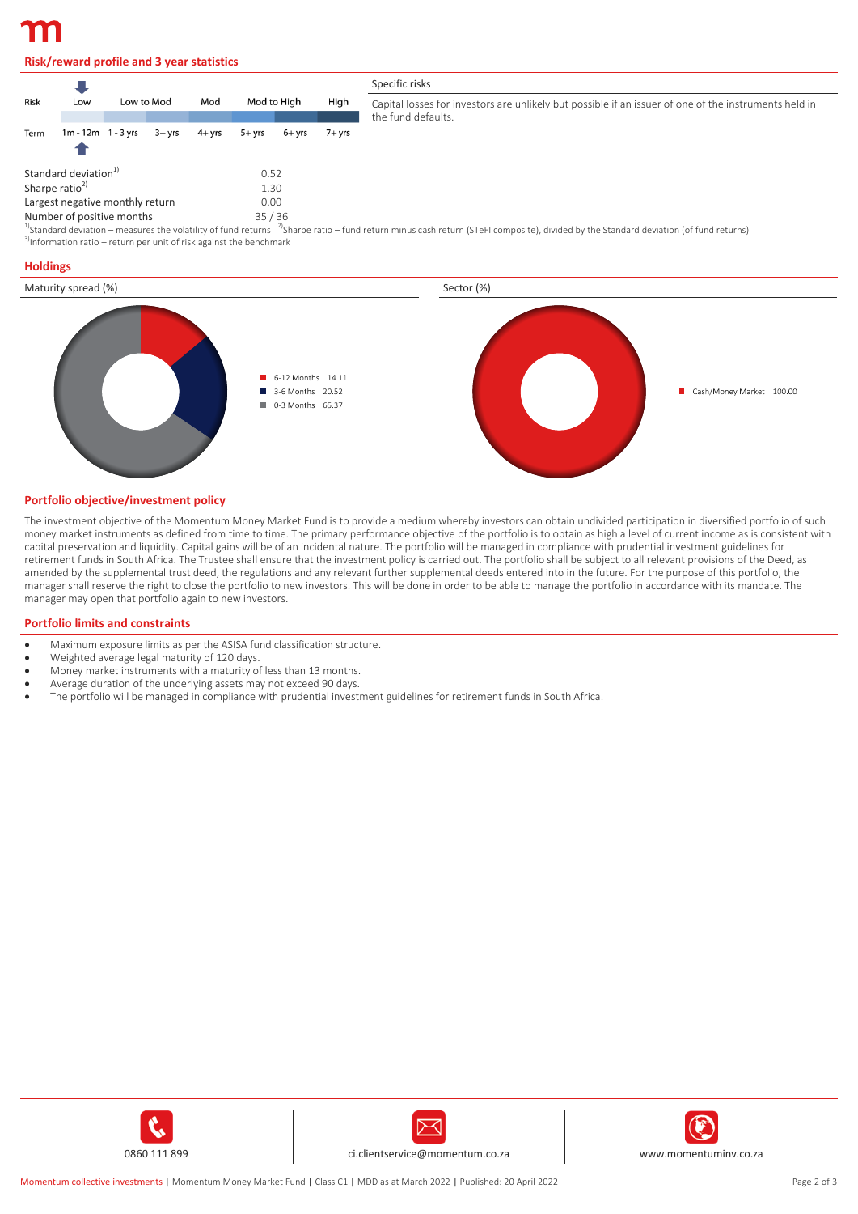## Risk/reward profile and 3 year statistics

| Risk | Low | Low to Mod | | Mod | Mod to High | | High |
|---|---|---|---|---|---|---|---|
| Term | 1m - 12m | 1 - 3 yrs | 3+ yrs | 4+ yrs | 5+ yrs | 6+ yrs | 7+ yrs |

**Specific risks**

Capital losses for investors are unlikely but possible if an issuer of one of the instruments held in the fund defaults.

| | |
|---|---|
| Standard deviation[1] | 0.52 |
| Sharpe ratio[2] | 1.30 |
| Largest negative monthly return | 0.00 |
| Number of positive months | 35 / 36 |

[1]Standard deviation – measures the volatility of fund returns [2]Sharpe ratio – fund return minus cash return (STeFI composite), divided by the Standard deviation (of fund returns)
[3]Information ratio – return per unit of risk against the benchmark

## Holdings

**Maturity spread (%)**

| Maturity | % |
|---|---|
| 6-12 Months | 14.11 |
| 3-6 Months | 20.52 |
| 0-3 Months | 65.37 |

**Sector (%)**

| Sector | % |
|---|---|
| Cash/Money Market | 100.00 |

## Portfolio objective/investment policy

The investment objective of the Momentum Money Market Fund is to provide a medium whereby investors can obtain undivided participation in diversified portfolio of such money market instruments as defined from time to time. The primary performance objective of the portfolio is to obtain as high a level of current income as is consistent with capital preservation and liquidity. Capital gains will be of an incidental nature. The portfolio will be managed in compliance with prudential investment guidelines for retirement funds in South Africa. The Trustee shall ensure that the investment policy is carried out. The portfolio shall be subject to all relevant provisions of the Deed, as amended by the supplemental trust deed, the regulations and any relevant further supplemental deeds entered into in the future. For the purpose of this portfolio, the manager shall reserve the right to close the portfolio to new investors. This will be done in order to be able to manage the portfolio in accordance with its mandate. The manager may open that portfolio again to new investors.

## Portfolio limits and constraints

- Maximum exposure limits as per the ASISA fund classification structure.
- Weighted average legal maturity of 120 days.
- Money market instruments with a maturity of less than 13 months.
- Average duration of the underlying assets may not exceed 90 days.
- The portfolio will be managed in compliance with prudential investment guidelines for retirement funds in South Africa.

0860 111 899 | ci.clientservice@momentum.co.za | www.momentuminv.co.za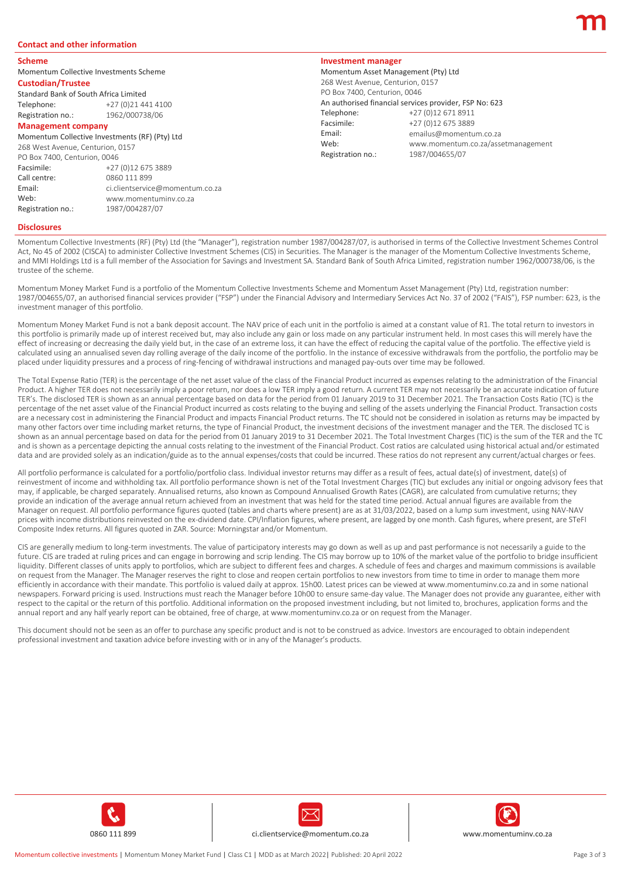## Contact and other information

### Scheme

Momentum Collective Investments Scheme

### Custodian/Trustee

Standard Bank of South Africa Limited

| | |
|---|---|
| Telephone: | +27 (0)21 441 4100 |
| Registration no.: | 1962/000738/06 |

### Management company

Momentum Collective Investments (RF) (Pty) Ltd
268 West Avenue, Centurion, 0157
PO Box 7400, Centurion, 0046

| | |
|---|---|
| Facsimile: | +27 (0)12 675 3889 |
| Call centre: | 0860 111 899 |
| Email: | ci.clientservice@momentum.co.za |
| Web: | www.momentuminv.co.za |
| Registration no.: | 1987/004287/07 |

### Investment manager

Momentum Asset Management (Pty) Ltd
268 West Avenue, Centurion, 0157
PO Box 7400, Centurion, 0046
An authorised financial services provider, FSP No: 623

| | |
|---|---|
| Telephone: | +27 (0)12 671 8911 |
| Facsimile: | +27 (0)12 675 3889 |
| Email: | emailus@momentum.co.za |
| Web: | www.momentum.co.za/assetmanagement |
| Registration no.: | 1987/004655/07 |

## Disclosures

Momentum Collective Investments (RF) (Pty) Ltd (the "Manager"), registration number 1987/004287/07, is authorised in terms of the Collective Investment Schemes Control Act, No 45 of 2002 (CISCA) to administer Collective Investment Schemes (CIS) in Securities. The Manager is the manager of the Momentum Collective Investments Scheme, and MMI Holdings Ltd is a full member of the Association for Savings and Investment SA. Standard Bank of South Africa Limited, registration number 1962/000738/06, is the trustee of the scheme.

Momentum Money Market Fund is a portfolio of the Momentum Collective Investments Scheme and Momentum Asset Management (Pty) Ltd, registration number: 1987/004655/07, an authorised financial services provider ("FSP") under the Financial Advisory and Intermediary Services Act No. 37 of 2002 ("FAIS"), FSP number: 623, is the investment manager of this portfolio.

Momentum Money Market Fund is not a bank deposit account. The NAV price of each unit in the portfolio is aimed at a constant value of R1. The total return to investors in this portfolio is primarily made up of interest received but, may also include any gain or loss made on any particular instrument held. In most cases this will merely have the effect of increasing or decreasing the daily yield but, in the case of an extreme loss, it can have the effect of reducing the capital value of the portfolio. The effective yield is calculated using an annualised seven day rolling average of the daily income of the portfolio. In the instance of excessive withdrawals from the portfolio, the portfolio may be placed under liquidity pressures and a process of ring-fencing of withdrawal instructions and managed pay-outs over time may be followed.

The Total Expense Ratio (TER) is the percentage of the net asset value of the class of the Financial Product incurred as expenses relating to the administration of the Financial Product. A higher TER does not necessarily imply a poor return, nor does a low TER imply a good return. A current TER may not necessarily be an accurate indication of future TER's. The disclosed TER is shown as an annual percentage based on data for the period from 01 January 2019 to 31 December 2021. The Transaction Costs Ratio (TC) is the percentage of the net asset value of the Financial Product incurred as costs relating to the buying and selling of the assets underlying the Financial Product. Transaction costs are a necessary cost in administering the Financial Product and impacts Financial Product returns. The TC should not be considered in isolation as returns may be impacted by many other factors over time including market returns, the type of Financial Product, the investment decisions of the investment manager and the TER. The disclosed TC is shown as an annual percentage based on data for the period from 01 January 2019 to 31 December 2021. The Total Investment Charges (TIC) is the sum of the TER and the TC and is shown as a percentage depicting the annual costs relating to the investment of the Financial Product. Cost ratios are calculated using historical actual and/or estimated data and are provided solely as an indication/guide as to the annual expenses/costs that could be incurred. These ratios do not represent any current/actual charges or fees.

All portfolio performance is calculated for a portfolio/portfolio class. Individual investor returns may differ as a result of fees, actual date(s) of investment, date(s) of reinvestment of income and withholding tax. All portfolio performance shown is net of the Total Investment Charges (TIC) but excludes any initial or ongoing advisory fees that may, if applicable, be charged separately. Annualised returns, also known as Compound Annualised Growth Rates (CAGR), are calculated from cumulative returns; they provide an indication of the average annual return achieved from an investment that was held for the stated time period. Actual annual figures are available from the Manager on request. All portfolio performance figures quoted (tables and charts where present) are as at 31/03/2022, based on a lump sum investment, using NAV-NAV prices with income distributions reinvested on the ex-dividend date. CPI/Inflation figures, where present, are lagged by one month. Cash figures, where present, are STeFI Composite Index returns. All figures quoted in ZAR. Source: Morningstar and/or Momentum.

CIS are generally medium to long-term investments. The value of participatory interests may go down as well as up and past performance is not necessarily a guide to the future. CIS are traded at ruling prices and can engage in borrowing and scrip lending. The CIS may borrow up to 10% of the market value of the portfolio to bridge insufficient liquidity. Different classes of units apply to portfolios, which are subject to different fees and charges. A schedule of fees and charges and maximum commissions is available on request from the Manager. The Manager reserves the right to close and reopen certain portfolios to new investors from time to time in order to manage them more efficiently in accordance with their mandate. This portfolio is valued daily at approx. 15h00. Latest prices can be viewed at www.momentuminv.co.za and in some national newspapers. Forward pricing is used. Instructions must reach the Manager before 10h00 to ensure same-day value. The Manager does not provide any guarantee, either with respect to the capital or the return of this portfolio. Additional information on the proposed investment including, but not limited to, brochures, application forms and the annual report and any half yearly report can be obtained, free of charge, at www.momentuminv.co.za or on request from the Manager.

This document should not be seen as an offer to purchase any specific product and is not to be construed as advice. Investors are encouraged to obtain independent professional investment and taxation advice before investing with or in any of the Manager's products.

0860 111 899 | ci.clientservice@momentum.co.za | www.momentuminv.co.za